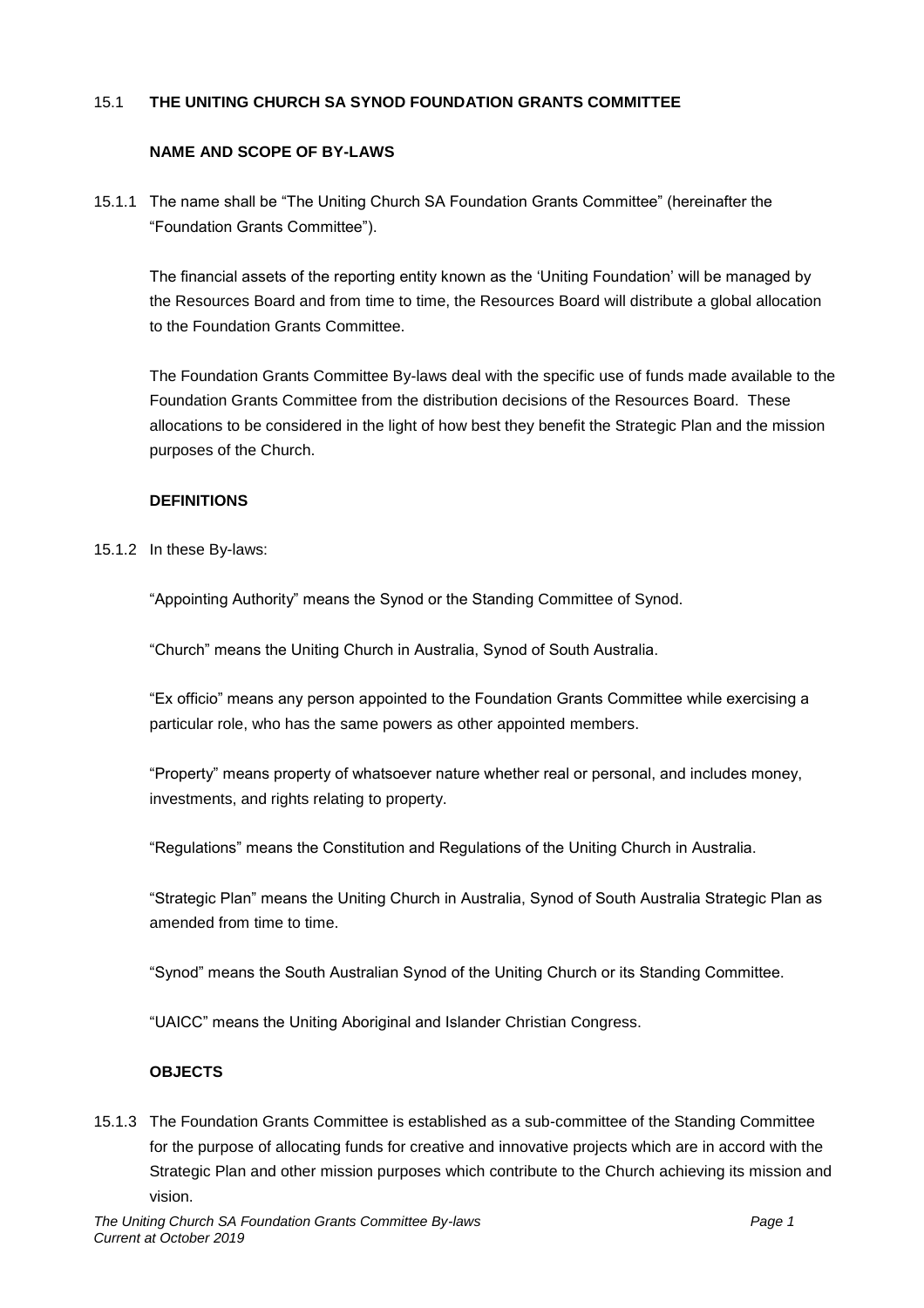## 15.1 THE UNITING CHURCH SA SYNOD FOUNDATION GRANTS COMMITTEE

### NAME AND SCOPE OF BY-LAWS

15.1.1 The name shall be "The Uniting Church SA Foundation Grants Committee" (hereinafter the "Foundation Grants Committee").

The financial assets of the reporting entity known as the 'Uniting Foundation' will be managed by the Resources Board and from time to time, the Resources Board will distribute a global allocation to the Foundation Grants Committee.

The Foundation Grants Committee By-laws deal with the specific use of funds made available to the Foundation Grants Committee from the distribution decisions of the Resources Board. These allocations to be considered in the light of how best they benefit the Strategic Plan and the mission purposes of the Church.

### DEFINITIONS

15.1.2 In these By-laws:

"Appointing Authority" means the Synod or the Standing Committee of Synod.

"Church" means the Uniting Church in Australia, Synod of South Australia.

"Ex officio" means any person appointed to the Foundation Grants Committee while exercising a particular role, who has the same powers as other appointed members.

"Property" means property of whatsoever nature whether real or personal, and includes money, investments, and rights relating to property.

"Regulations" means the Constitution and Regulations of the Uniting Church in Australia.

"Strategic Plan" means the Uniting Church in Australia, Synod of South Australia Strategic Plan as amended from time to time.

"Synod" means the South Australian Synod of the Uniting Church or its Standing Committee.

"UAICC" means the Uniting Aboriginal and Islander Christian Congress.

### OBJECTS

15.1.3 The Foundation Grants Committee is established as a sub-committee of the Standing Committee for the purpose of allocating funds for creative and innovative projects which are in accord with the Strategic Plan and other mission purposes which contribute to the Church achieving its mission and vision.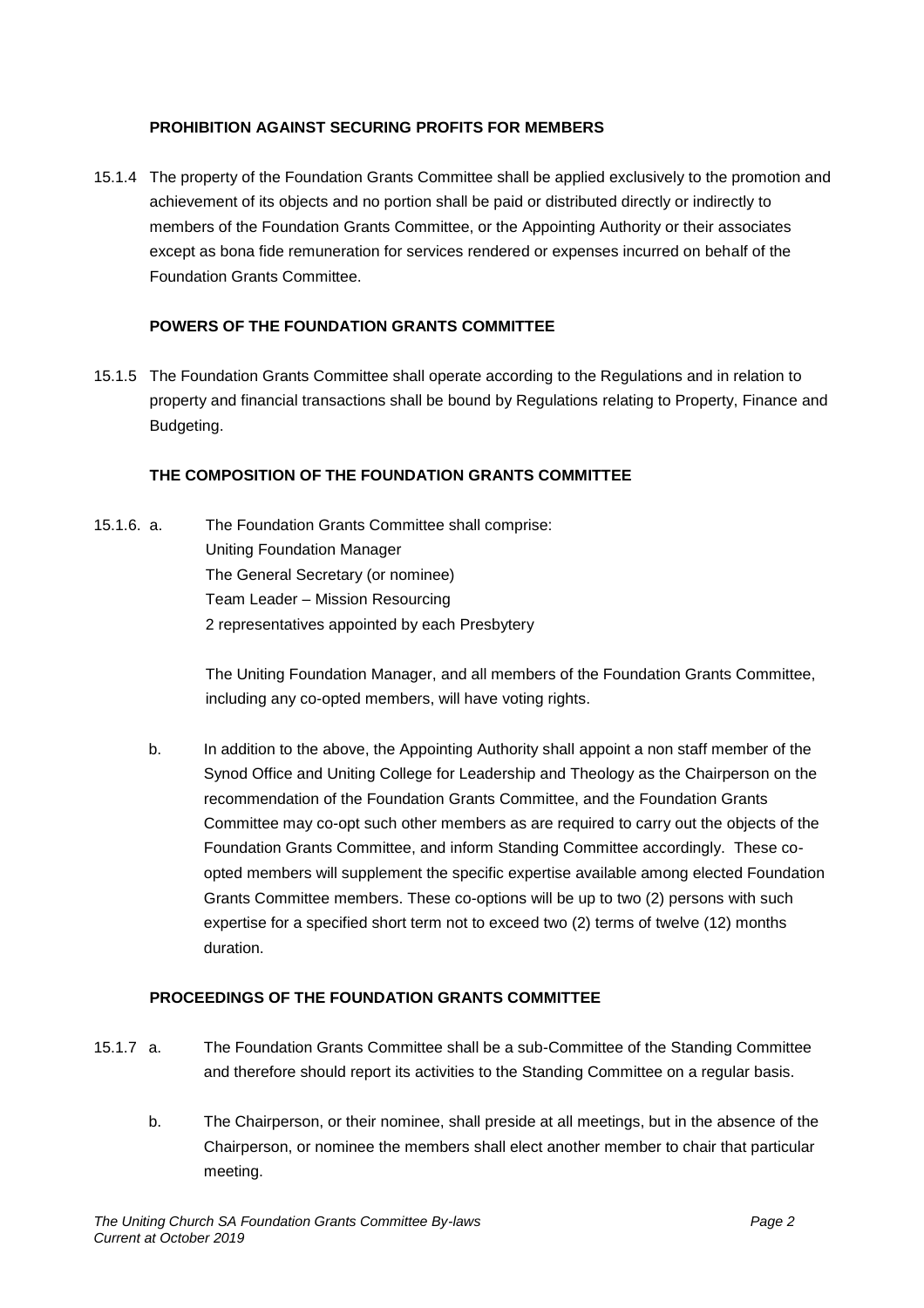## PROHIBITION AGAINST SECURING PROFITS FOR MEMBERS

15.1.4 The property of the Foundation Grants Committee shall be applied exclusively to the promotion and achievement of its objects and no portion shall be paid or distributed directly or indirectly to members of the Foundation Grants Committee, or the Appointing Authority or their associates except as bona fide remuneration for services rendered or expenses incurred on behalf of the Foundation Grants Committee.

## POWERS OF THE FOUNDATION GRANTS COMMITTEE

15.1.5 The Foundation Grants Committee shall operate according to the Regulations and in relation to property and financial transactions shall be bound by Regulations relating to Property, Finance and Budgeting.

## THE COMPOSITION OF THE FOUNDATION GRANTS COMMITTEE

15.1.6. a. The Foundation Grants Committee shall comprise:
Uniting Foundation Manager
The General Secretary (or nominee)
Team Leader – Mission Resourcing
2 representatives appointed by each Presbytery

The Uniting Foundation Manager, and all members of the Foundation Grants Committee, including any co-opted members, will have voting rights.

b. In addition to the above, the Appointing Authority shall appoint a non staff member of the Synod Office and Uniting College for Leadership and Theology as the Chairperson on the recommendation of the Foundation Grants Committee, and the Foundation Grants Committee may co-opt such other members as are required to carry out the objects of the Foundation Grants Committee, and inform Standing Committee accordingly. These co-opted members will supplement the specific expertise available among elected Foundation Grants Committee members. These co-options will be up to two (2) persons with such expertise for a specified short term not to exceed two (2) terms of twelve (12) months duration.

## PROCEEDINGS OF THE FOUNDATION GRANTS COMMITTEE

15.1.7 a. The Foundation Grants Committee shall be a sub-Committee of the Standing Committee and therefore should report its activities to the Standing Committee on a regular basis.

b. The Chairperson, or their nominee, shall preside at all meetings, but in the absence of the Chairperson, or nominee the members shall elect another member to chair that particular meeting.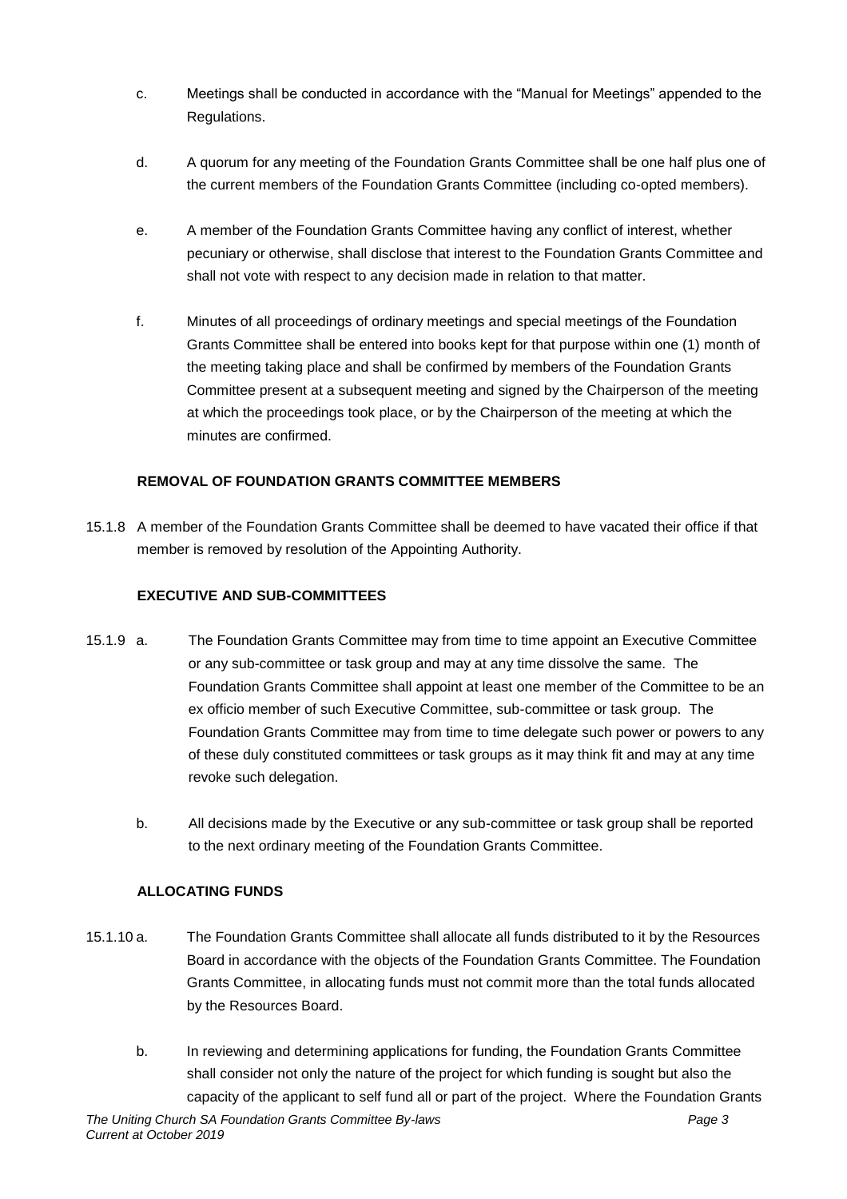c. Meetings shall be conducted in accordance with the "Manual for Meetings" appended to the Regulations.

d. A quorum for any meeting of the Foundation Grants Committee shall be one half plus one of the current members of the Foundation Grants Committee (including co-opted members).

e. A member of the Foundation Grants Committee having any conflict of interest, whether pecuniary or otherwise, shall disclose that interest to the Foundation Grants Committee and shall not vote with respect to any decision made in relation to that matter.

f. Minutes of all proceedings of ordinary meetings and special meetings of the Foundation Grants Committee shall be entered into books kept for that purpose within one (1) month of the meeting taking place and shall be confirmed by members of the Foundation Grants Committee present at a subsequent meeting and signed by the Chairperson of the meeting at which the proceedings took place, or by the Chairperson of the meeting at which the minutes are confirmed.

**REMOVAL OF FOUNDATION GRANTS COMMITTEE MEMBERS**

15.1.8 A member of the Foundation Grants Committee shall be deemed to have vacated their office if that member is removed by resolution of the Appointing Authority.

**EXECUTIVE AND SUB-COMMITTEES**

15.1.9 a. The Foundation Grants Committee may from time to time appoint an Executive Committee or any sub-committee or task group and may at any time dissolve the same. The Foundation Grants Committee shall appoint at least one member of the Committee to be an ex officio member of such Executive Committee, sub-committee or task group. The Foundation Grants Committee may from time to time delegate such power or powers to any of these duly constituted committees or task groups as it may think fit and may at any time revoke such delegation.

b. All decisions made by the Executive or any sub-committee or task group shall be reported to the next ordinary meeting of the Foundation Grants Committee.

**ALLOCATING FUNDS**

15.1.10 a. The Foundation Grants Committee shall allocate all funds distributed to it by the Resources Board in accordance with the objects of the Foundation Grants Committee. The Foundation Grants Committee, in allocating funds must not commit more than the total funds allocated by the Resources Board.

b. In reviewing and determining applications for funding, the Foundation Grants Committee shall consider not only the nature of the project for which funding is sought but also the capacity of the applicant to self fund all or part of the project. Where the Foundation Grants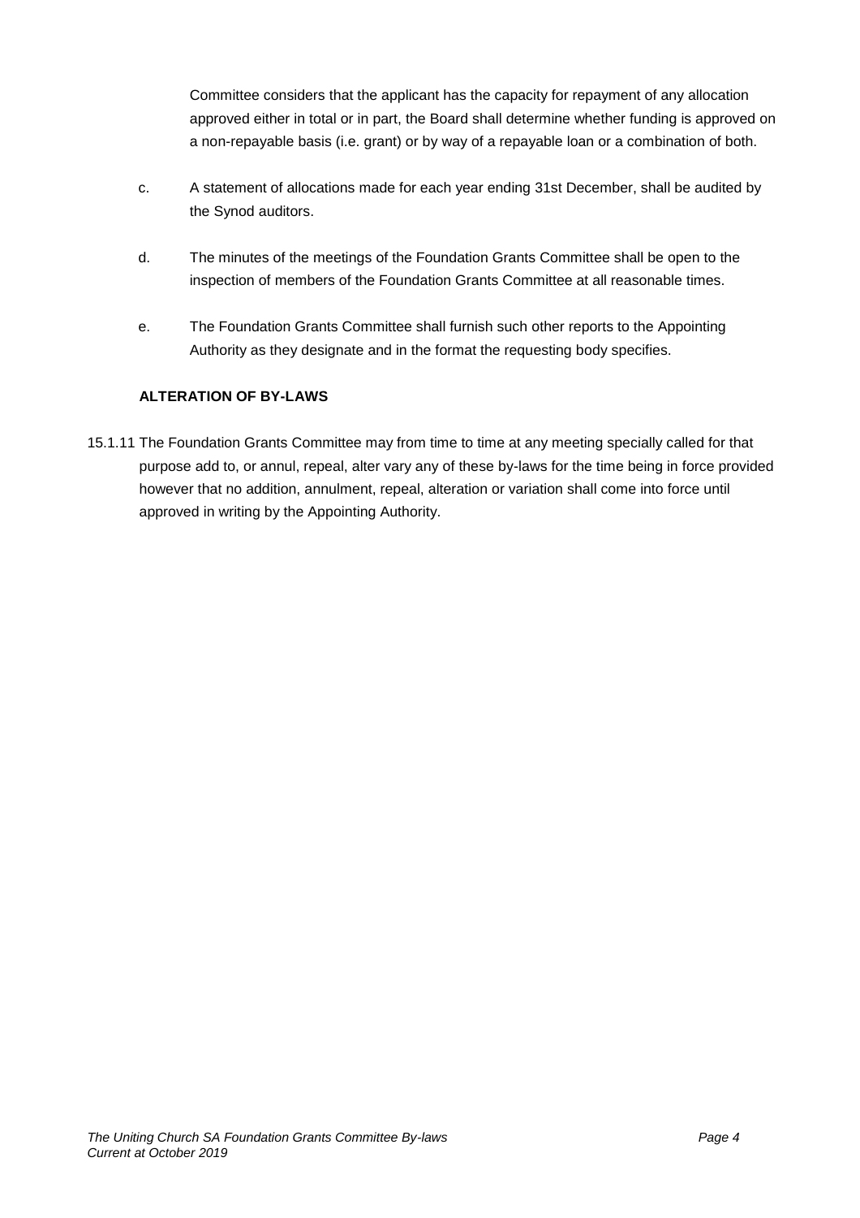Committee considers that the applicant has the capacity for repayment of any allocation approved either in total or in part, the Board shall determine whether funding is approved on a non-repayable basis (i.e. grant) or by way of a repayable loan or a combination of both.

c. A statement of allocations made for each year ending 31st December, shall be audited by the Synod auditors.

d. The minutes of the meetings of the Foundation Grants Committee shall be open to the inspection of members of the Foundation Grants Committee at all reasonable times.

e. The Foundation Grants Committee shall furnish such other reports to the Appointing Authority as they designate and in the format the requesting body specifies.

**ALTERATION OF BY-LAWS**

15.1.11 The Foundation Grants Committee may from time to time at any meeting specially called for that purpose add to, or annul, repeal, alter vary any of these by-laws for the time being in force provided however that no addition, annulment, repeal, alteration or variation shall come into force until approved in writing by the Appointing Authority.